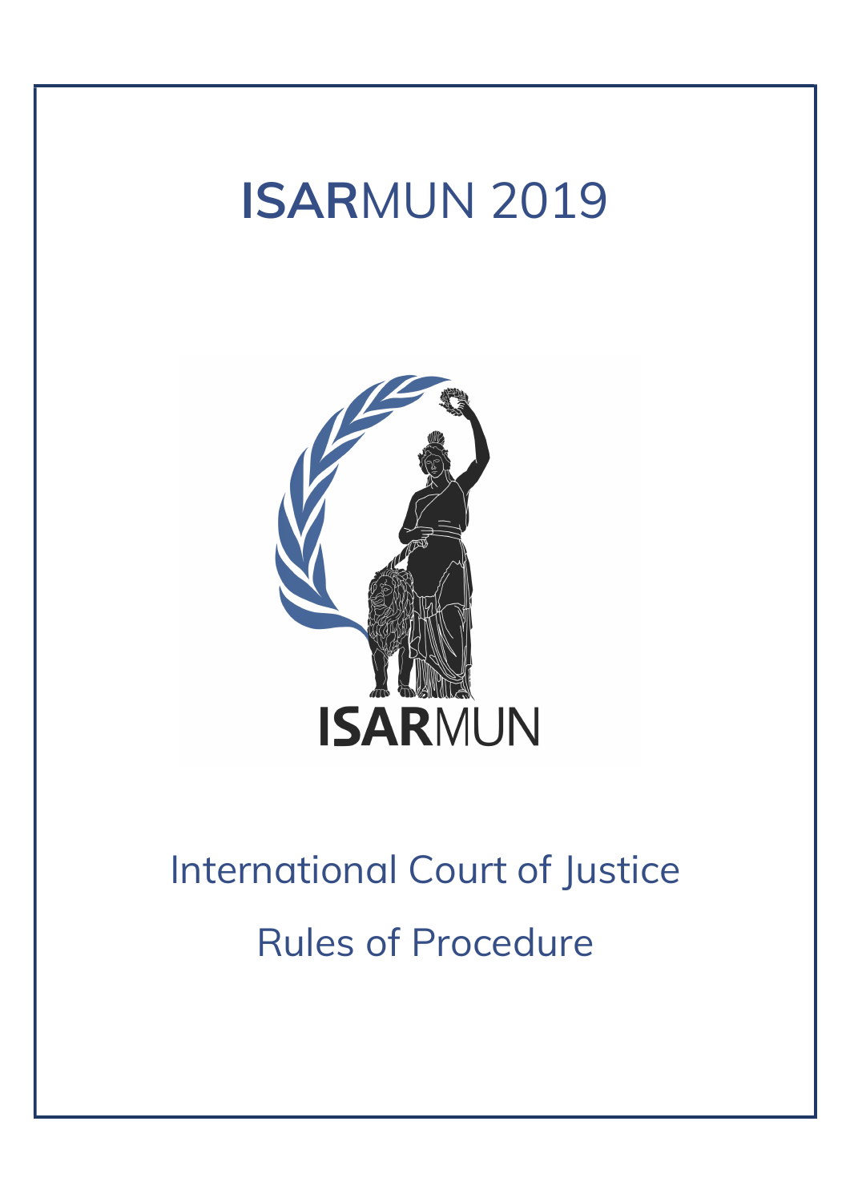# **ISAR**MUN 2019

**ISAR**MUN

## International Court of Justice

## Rules of Procedure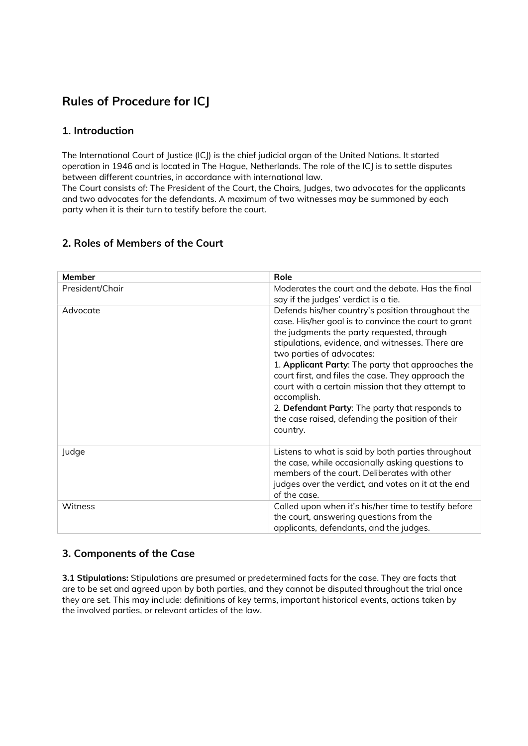# Rules of Procedure for ICJ

## 1. Introduction

The International Court of Justice (ICJ) is the chief judicial organ of the United Nations. It started operation in 1946 and is located in The Hague, Netherlands. The role of the ICJ is to settle disputes between different countries, in accordance with international law.
The Court consists of: The President of the Court, the Chairs, Judges, two advocates for the applicants and two advocates for the defendants. A maximum of two witnesses may be summoned by each party when it is their turn to testify before the court.

## 2. Roles of Members of the Court

| **Member** | **Role** |
|---|---|
| President/Chair | Moderates the court and the debate. Has the final say if the judges' verdict is a tie. |
| Advocate | Defends his/her country's position throughout the case. His/her goal is to convince the court to grant the judgments the party requested, through stipulations, evidence, and witnesses. There are two parties of advocates:<br>1. **Applicant Party**: The party that approaches the court first, and files the case. They approach the court with a certain mission that they attempt to accomplish.<br>2. **Defendant Party**: The party that responds to the case raised, defending the position of their country. |
| Judge | Listens to what is said by both parties throughout the case, while occasionally asking questions to members of the court. Deliberates with other judges over the verdict, and votes on it at the end of the case. |
| Witness | Called upon when it's his/her time to testify before the court, answering questions from the applicants, defendants, and the judges. |

## 3. Components of the Case

**3.1 Stipulations:** Stipulations are presumed or predetermined facts for the case. They are facts that are to be set and agreed upon by both parties, and they cannot be disputed throughout the trial once they are set. This may include: definitions of key terms, important historical events, actions taken by the involved parties, or relevant articles of the law.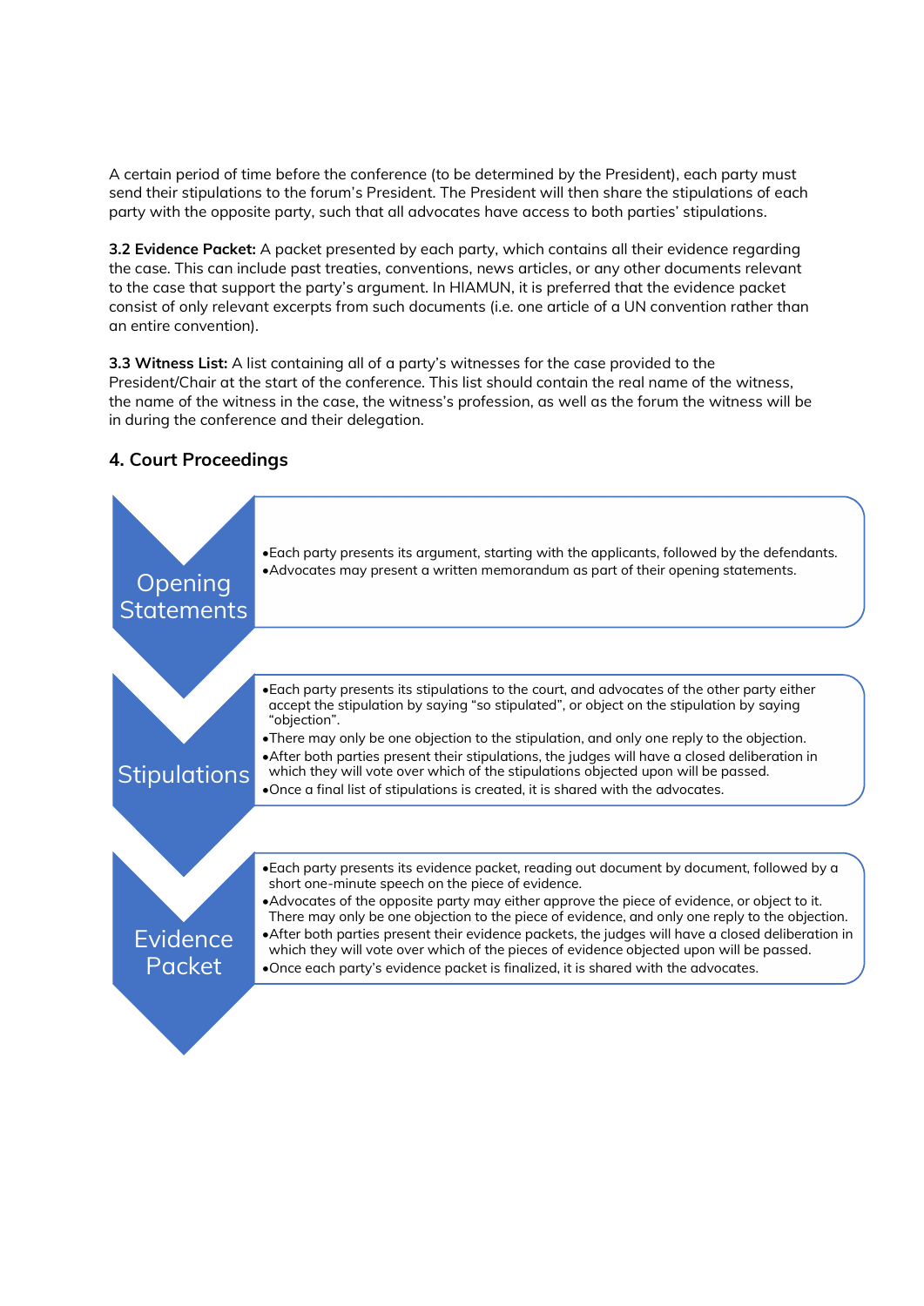A certain period of time before the conference (to be determined by the President), each party must send their stipulations to the forum's President. The President will then share the stipulations of each party with the opposite party, such that all advocates have access to both parties' stipulations.

**3.2 Evidence Packet:** A packet presented by each party, which contains all their evidence regarding the case. This can include past treaties, conventions, news articles, or any other documents relevant to the case that support the party's argument. In HIAMUN, it is preferred that the evidence packet consist of only relevant excerpts from such documents (i.e. one article of a UN convention rather than an entire convention).

**3.3 Witness List:** A list containing all of a party's witnesses for the case provided to the President/Chair at the start of the conference. This list should contain the real name of the witness, the name of the witness in the case, the witness's profession, as well as the forum the witness will be in during the conference and their delegation.

## 4. Court Proceedings

**Opening Statements**

- Each party presents its argument, starting with the applicants, followed by the defendants.
- Advocates may present a written memorandum as part of their opening statements.

**Stipulations**

- Each party presents its stipulations to the court, and advocates of the other party either accept the stipulation by saying "so stipulated", or object on the stipulation by saying "objection".
- There may only be one objection to the stipulation, and only one reply to the objection.
- After both parties present their stipulations, the judges will have a closed deliberation in which they will vote over which of the stipulations objected upon will be passed.
- Once a final list of stipulations is created, it is shared with the advocates.

**Evidence Packet**

- Each party presents its evidence packet, reading out document by document, followed by a short one-minute speech on the piece of evidence.
- Advocates of the opposite party may either approve the piece of evidence, or object to it. There may only be one objection to the piece of evidence, and only one reply to the objection.
- After both parties present their evidence packets, the judges will have a closed deliberation in which they will vote over which of the pieces of evidence objected upon will be passed.
- Once each party's evidence packet is finalized, it is shared with the advocates.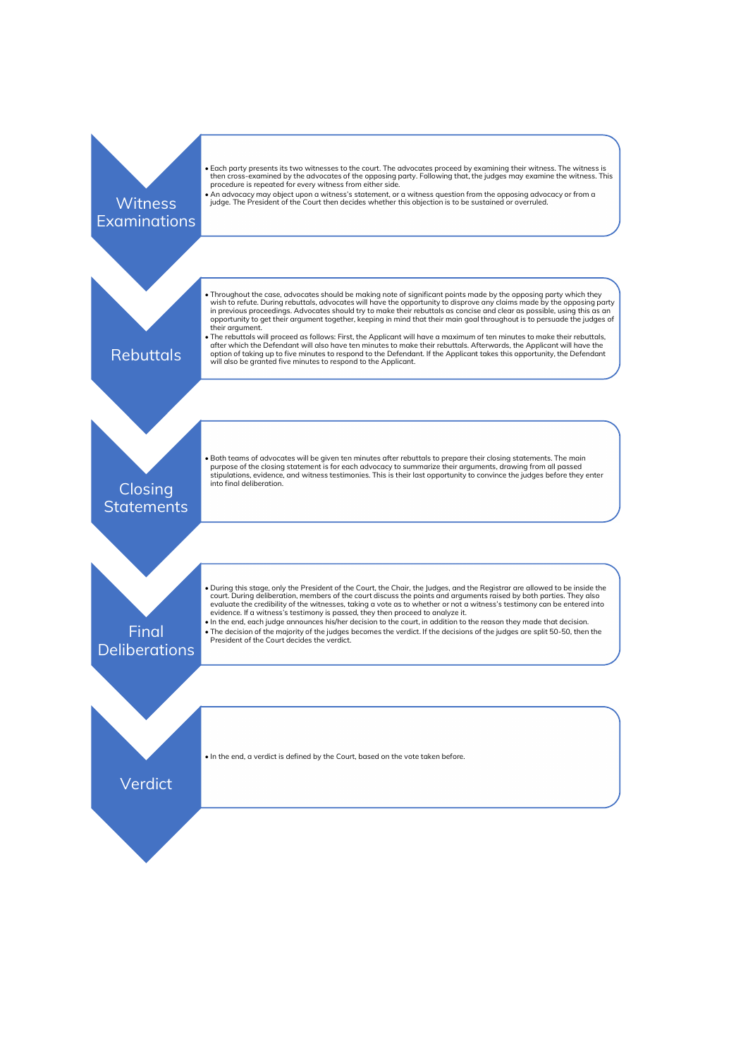## Witness Examinations

- Each party presents its two witnesses to the court. The advocates proceed by examining their witness. The witness is then cross-examined by the advocates of the opposing party. Following that, the judges may examine the witness. This procedure is repeated for every witness from either side.
- An advocacy may object upon a witness's statement, or a witness question from the opposing advocacy or from a judge. The President of the Court then decides whether this objection is to be sustained or overruled.

## Rebuttals

- Throughout the case, advocates should be making note of significant points made by the opposing party which they wish to refute. During rebuttals, advocates will have the opportunity to disprove any claims made by the opposing party in previous proceedings. Advocates should try to make their rebuttals as concise and clear as possible, using this as an opportunity to get their argument together, keeping in mind that their main goal throughout is to persuade the judges of their argument.
- The rebuttals will proceed as follows: First, the Applicant will have a maximum of ten minutes to make their rebuttals, after which the Defendant will also have ten minutes to make their rebuttals. Afterwards, the Applicant will have the option of taking up to five minutes to respond to the Defendant. If the Applicant takes this opportunity, the Defendant will also be granted five minutes to respond to the Applicant.

## Closing Statements

- Both teams of advocates will be given ten minutes after rebuttals to prepare their closing statements. The main purpose of the closing statement is for each advocacy to summarize their arguments, drawing from all passed stipulations, evidence, and witness testimonies. This is their last opportunity to convince the judges before they enter into final deliberation.

## Final Deliberations

- During this stage, only the President of the Court, the Chair, the Judges, and the Registrar are allowed to be inside the court. During deliberation, members of the court discuss the points and arguments raised by both parties. They also evaluate the credibility of the witnesses, taking a vote as to whether or not a witness's testimony can be entered into evidence. If a witness's testimony is passed, they then proceed to analyze it.
- In the end, each judge announces his/her decision to the court, in addition to the reason they made that decision.
- The decision of the majority of the judges becomes the verdict. If the decisions of the judges are split 50-50, then the President of the Court decides the verdict.

## Verdict

- In the end, a verdict is defined by the Court, based on the vote taken before.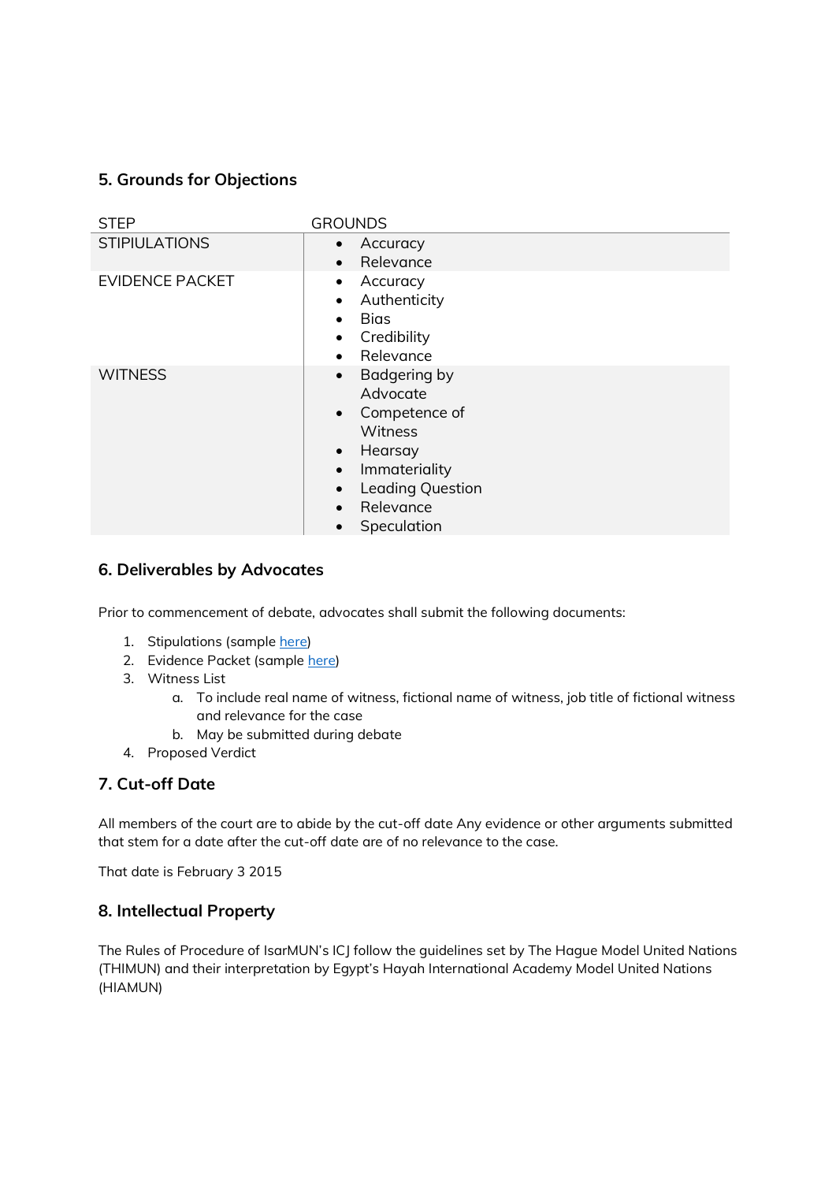## 5. Grounds for Objections

| STEP | GROUNDS |
| --- | --- |
| STIPIULATIONS | • Accuracy<br>• Relevance |
| EVIDENCE PACKET | • Accuracy<br>• Authenticity<br>• Bias<br>• Credibility<br>• Relevance |
| WITNESS | • Badgering by Advocate<br>• Competence of Witness<br>• Hearsay<br>• Immateriality<br>• Leading Question<br>• Relevance<br>• Speculation |

## 6. Deliverables by Advocates

Prior to commencement of debate, advocates shall submit the following documents:

1. Stipulations (sample here)
2. Evidence Packet (sample here)
3. Witness List
    a. To include real name of witness, fictional name of witness, job title of fictional witness and relevance for the case
    b. May be submitted during debate
4. Proposed Verdict

## 7. Cut-off Date

All members of the court are to abide by the cut-off date Any evidence or other arguments submitted that stem for a date after the cut-off date are of no relevance to the case.

That date is February 3 2015

## 8. Intellectual Property

The Rules of Procedure of IsarMUN's ICJ follow the guidelines set by The Hague Model United Nations (THIMUN) and their interpretation by Egypt's Hayah International Academy Model United Nations (HIAMUN)